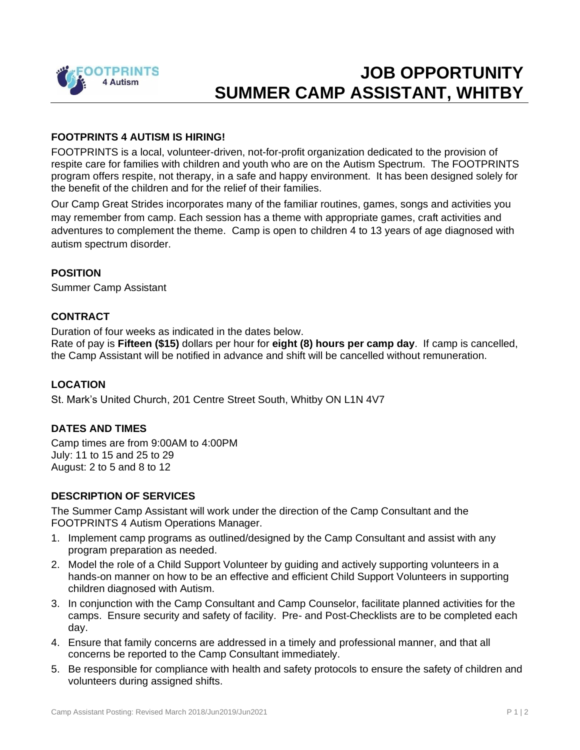# JOB OPPORTUNITY
# SUMMER CAMP ASSISTANT, WHITBY

### FOOTPRINTS 4 AUTISM IS HIRING!

FOOTPRINTS is a local, volunteer-driven, not-for-profit organization dedicated to the provision of respite care for families with children and youth who are on the Autism Spectrum. The FOOTPRINTS program offers respite, not therapy, in a safe and happy environment. It has been designed solely for the benefit of the children and for the relief of their families.

Our Camp Great Strides incorporates many of the familiar routines, games, songs and activities you may remember from camp. Each session has a theme with appropriate games, craft activities and adventures to complement the theme. Camp is open to children 4 to 13 years of age diagnosed with autism spectrum disorder.

### POSITION

Summer Camp Assistant

### CONTRACT

Duration of four weeks as indicated in the dates below.
Rate of pay is **Fifteen ($15)** dollars per hour for **eight (8) hours per camp day**. If camp is cancelled, the Camp Assistant will be notified in advance and shift will be cancelled without remuneration.

### LOCATION

St. Mark's United Church, 201 Centre Street South, Whitby ON L1N 4V7

### DATES AND TIMES

Camp times are from 9:00AM to 4:00PM
July: 11 to 15 and 25 to 29
August: 2 to 5 and 8 to 12

### DESCRIPTION OF SERVICES

The Summer Camp Assistant will work under the direction of the Camp Consultant and the FOOTPRINTS 4 Autism Operations Manager.

1. Implement camp programs as outlined/designed by the Camp Consultant and assist with any program preparation as needed.
2. Model the role of a Child Support Volunteer by guiding and actively supporting volunteers in a hands-on manner on how to be an effective and efficient Child Support Volunteers in supporting children diagnosed with Autism.
3. In conjunction with the Camp Consultant and Camp Counselor, facilitate planned activities for the camps. Ensure security and safety of facility. Pre- and Post-Checklists are to be completed each day.
4. Ensure that family concerns are addressed in a timely and professional manner, and that all concerns be reported to the Camp Consultant immediately.
5. Be responsible for compliance with health and safety protocols to ensure the safety of children and volunteers during assigned shifts.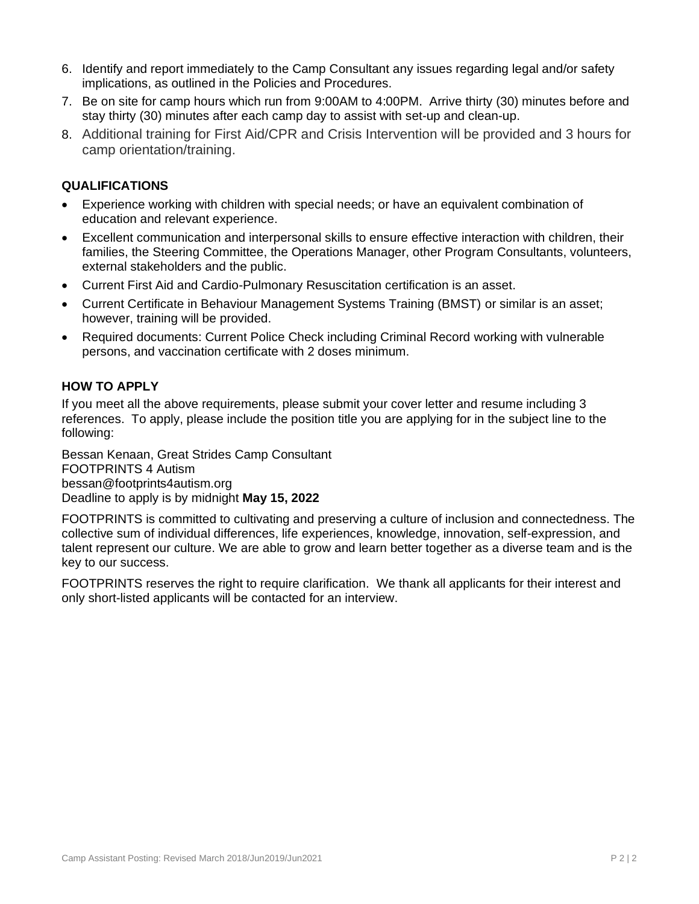6. Identify and report immediately to the Camp Consultant any issues regarding legal and/or safety implications, as outlined in the Policies and Procedures.
7. Be on site for camp hours which run from 9:00AM to 4:00PM. Arrive thirty (30) minutes before and stay thirty (30) minutes after each camp day to assist with set-up and clean-up.
8. Additional training for First Aid/CPR and Crisis Intervention will be provided and 3 hours for camp orientation/training.

**QUALIFICATIONS**

- Experience working with children with special needs; or have an equivalent combination of education and relevant experience.
- Excellent communication and interpersonal skills to ensure effective interaction with children, their families, the Steering Committee, the Operations Manager, other Program Consultants, volunteers, external stakeholders and the public.
- Current First Aid and Cardio-Pulmonary Resuscitation certification is an asset.
- Current Certificate in Behaviour Management Systems Training (BMST) or similar is an asset; however, training will be provided.
- Required documents: Current Police Check including Criminal Record working with vulnerable persons, and vaccination certificate with 2 doses minimum.

**HOW TO APPLY**

If you meet all the above requirements, please submit your cover letter and resume including 3 references. To apply, please include the position title you are applying for in the subject line to the following:

Bessan Kenaan, Great Strides Camp Consultant
FOOTPRINTS 4 Autism
bessan@footprints4autism.org
Deadline to apply is by midnight **May 15, 2022**

FOOTPRINTS is committed to cultivating and preserving a culture of inclusion and connectedness. The collective sum of individual differences, life experiences, knowledge, innovation, self-expression, and talent represent our culture. We are able to grow and learn better together as a diverse team and is the key to our success.

FOOTPRINTS reserves the right to require clarification. We thank all applicants for their interest and only short-listed applicants will be contacted for an interview.